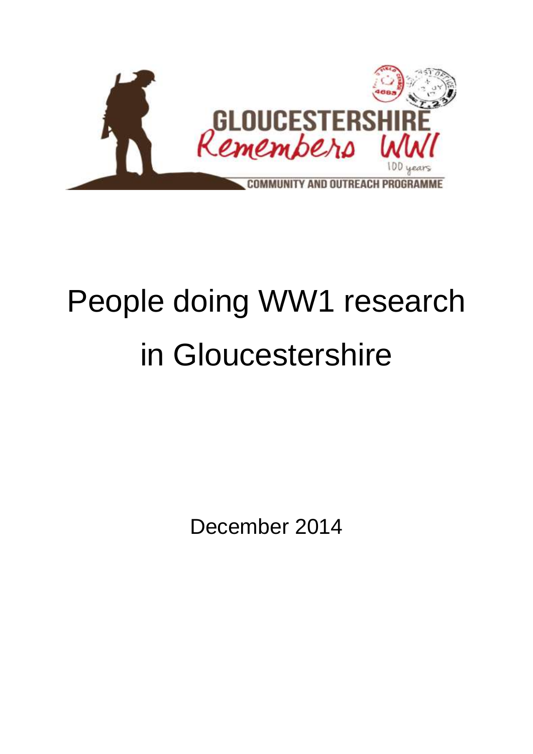GLOUCESTERSHIRE Remembers WW1

100 years

COMMUNITY AND OUTREACH PROGRAMME

# People doing WW1 research in Gloucestershire

December 2014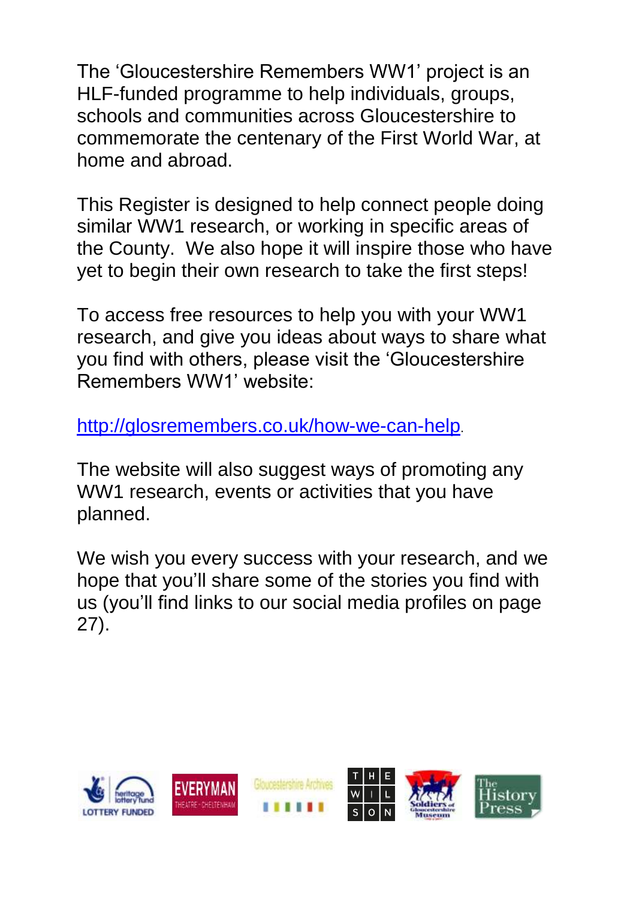The 'Gloucestershire Remembers WW1' project is an HLF-funded programme to help individuals, groups, schools and communities across Gloucestershire to commemorate the centenary of the First World War, at home and abroad.

This Register is designed to help connect people doing similar WW1 research, or working in specific areas of the County.  We also hope it will inspire those who have yet to begin their own research to take the first steps!

To access free resources to help you with your WW1 research, and give you ideas about ways to share what you find with others, please visit the 'Gloucestershire Remembers WW1' website:

http://glosremembers.co.uk/how-we-can-help.

The website will also suggest ways of promoting any WW1 research, events or activities that you have planned.

We wish you every success with your research, and we hope that you'll share some of the stories you find with us (you'll find links to our social media profiles on page 27).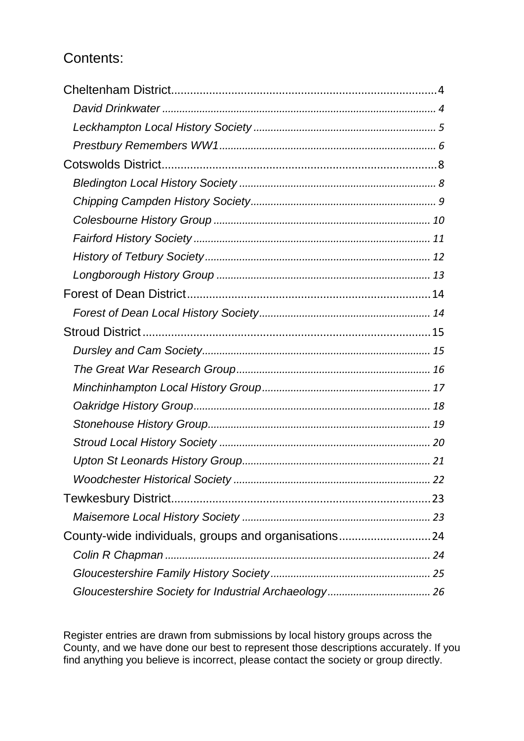# Contents:

- Cheltenham District .... 4
  - *David Drinkwater* .... 4
  - *Leckhampton Local History Society* .... 5
  - *Prestbury Remembers WW1* .... 6
- Cotswolds District .... 8
  - *Bledington Local History Society* .... 8
  - *Chipping Campden History Society* .... 9
  - *Colesbourne History Group* .... 10
  - *Fairford History Society* .... 11
  - *History of Tetbury Society* .... 12
  - *Longborough History Group* .... 13
- Forest of Dean District .... 14
  - *Forest of Dean Local History Society* .... 14
- Stroud District .... 15
  - *Dursley and Cam Society* .... 15
  - *The Great War Research Group* .... 16
  - *Minchinhampton Local History Group* .... 17
  - *Oakridge History Group* .... 18
  - *Stonehouse History Group* .... 19
  - *Stroud Local History Society* .... 20
  - *Upton St Leonards History Group* .... 21
  - *Woodchester Historical Society* .... 22
- Tewkesbury District .... 23
  - *Maisemore Local History Society* .... 23
- County-wide individuals, groups and organisations .... 24
  - *Colin R Chapman* .... 24
  - *Gloucestershire Family History Society* .... 25
  - *Gloucestershire Society for Industrial Archaeology* .... 26

Register entries are drawn from submissions by local history groups across the County, and we have done our best to represent those descriptions accurately. If you find anything you believe is incorrect, please contact the society or group directly.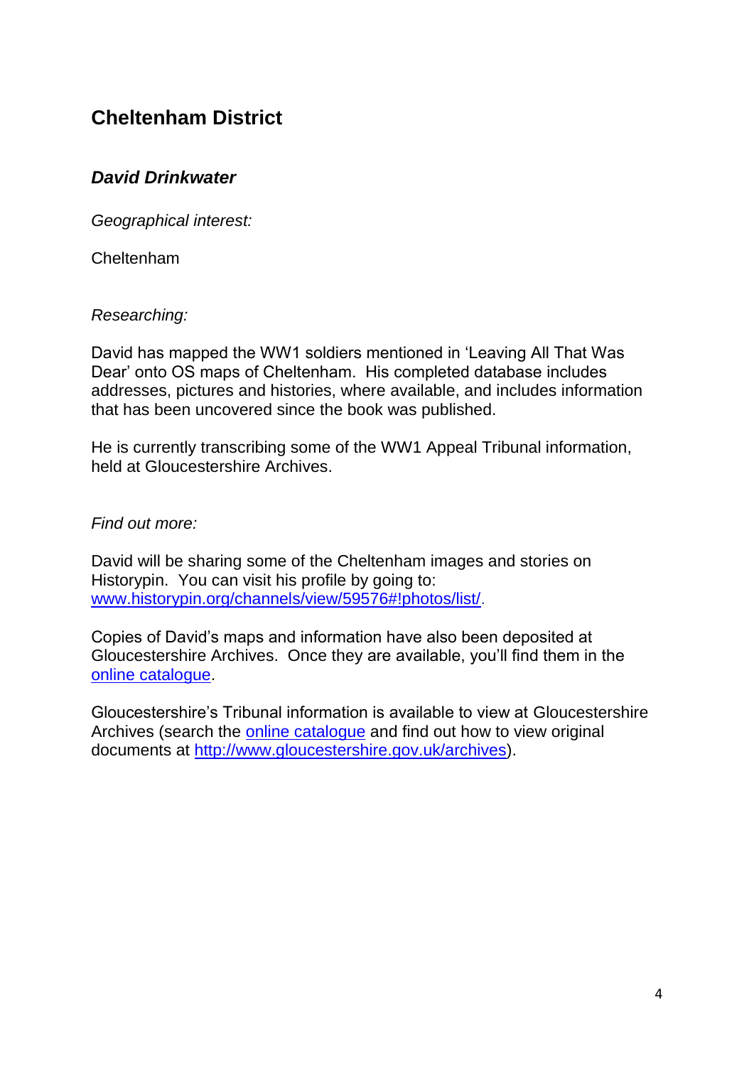## Cheltenham District

### *David Drinkwater*

*Geographical interest:*

Cheltenham

*Researching:*

David has mapped the WW1 soldiers mentioned in 'Leaving All That Was Dear' onto OS maps of Cheltenham. His completed database includes addresses, pictures and histories, where available, and includes information that has been uncovered since the book was published.

He is currently transcribing some of the WW1 Appeal Tribunal information, held at Gloucestershire Archives.

*Find out more:*

David will be sharing some of the Cheltenham images and stories on Historypin. You can visit his profile by going to: [www.historypin.org/channels/view/59576#!photos/list/](www.historypin.org/channels/view/59576#!photos/list/).

Copies of David's maps and information have also been deposited at Gloucestershire Archives. Once they are available, you'll find them in the online catalogue.

Gloucestershire's Tribunal information is available to view at Gloucestershire Archives (search the online catalogue and find out how to view original documents at [http://www.gloucestershire.gov.uk/archives](http://www.gloucestershire.gov.uk/archives)).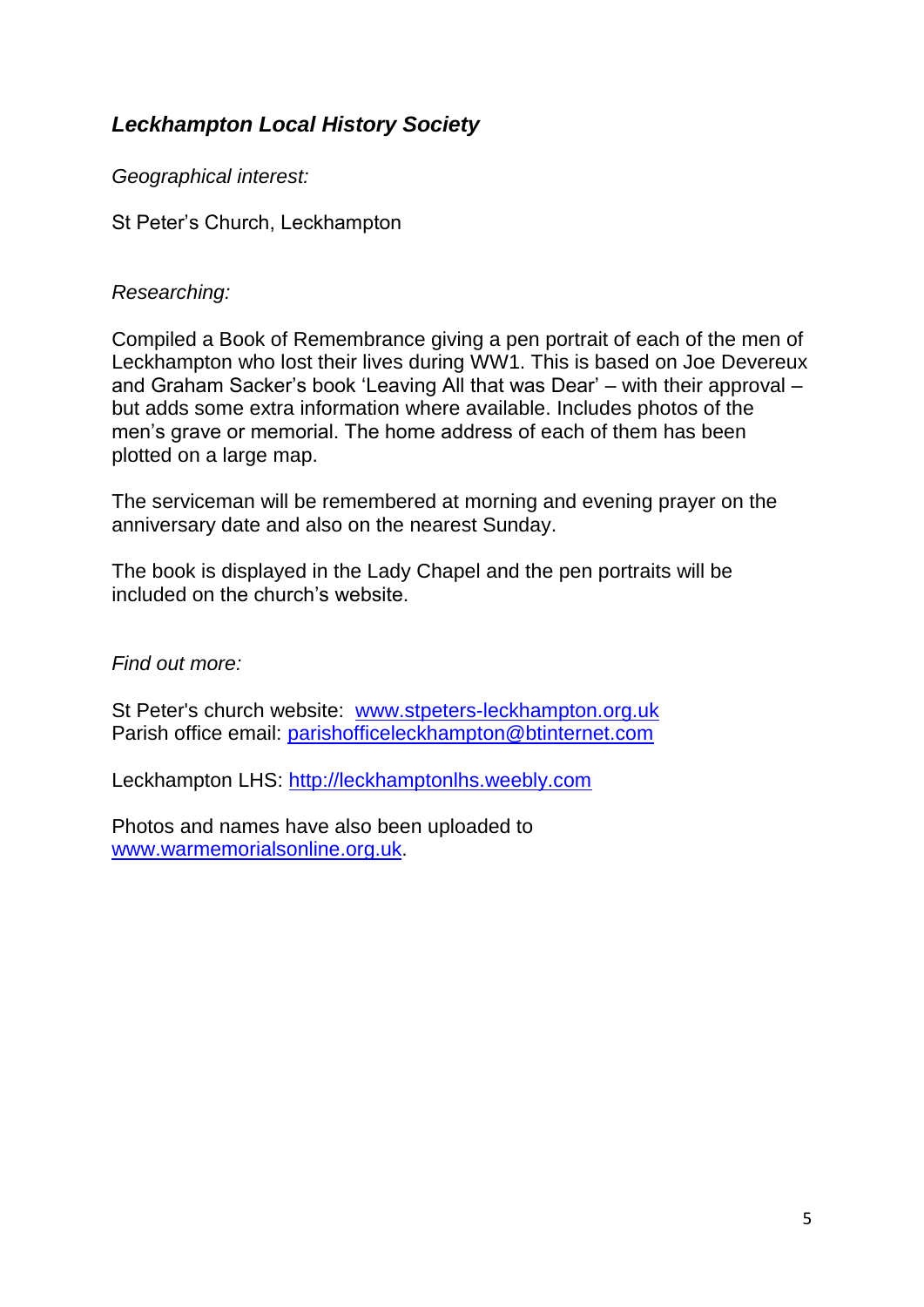## *Leckhampton Local History Society*

*Geographical interest:*

St Peter's Church, Leckhampton

*Researching:*

Compiled a Book of Remembrance giving a pen portrait of each of the men of Leckhampton who lost their lives during WW1. This is based on Joe Devereux and Graham Sacker's book 'Leaving All that was Dear' – with their approval – but adds some extra information where available. Includes photos of the men's grave or memorial. The home address of each of them has been plotted on a large map.

The serviceman will be remembered at morning and evening prayer on the anniversary date and also on the nearest Sunday.

The book is displayed in the Lady Chapel and the pen portraits will be included on the church's website.

*Find out more:*

St Peter's church website: [www.stpeters-leckhampton.org.uk](http://www.stpeters-leckhampton.org.uk)
Parish office email: [parishofficeleckhampton@btinternet.com](mailto:parishofficeleckhampton@btinternet.com)

Leckhampton LHS: [http://leckhamptonlhs.weebly.com](http://leckhamptonlhs.weebly.com)

Photos and names have also been uploaded to [www.warmemorialsonline.org.uk](http://www.warmemorialsonline.org.uk).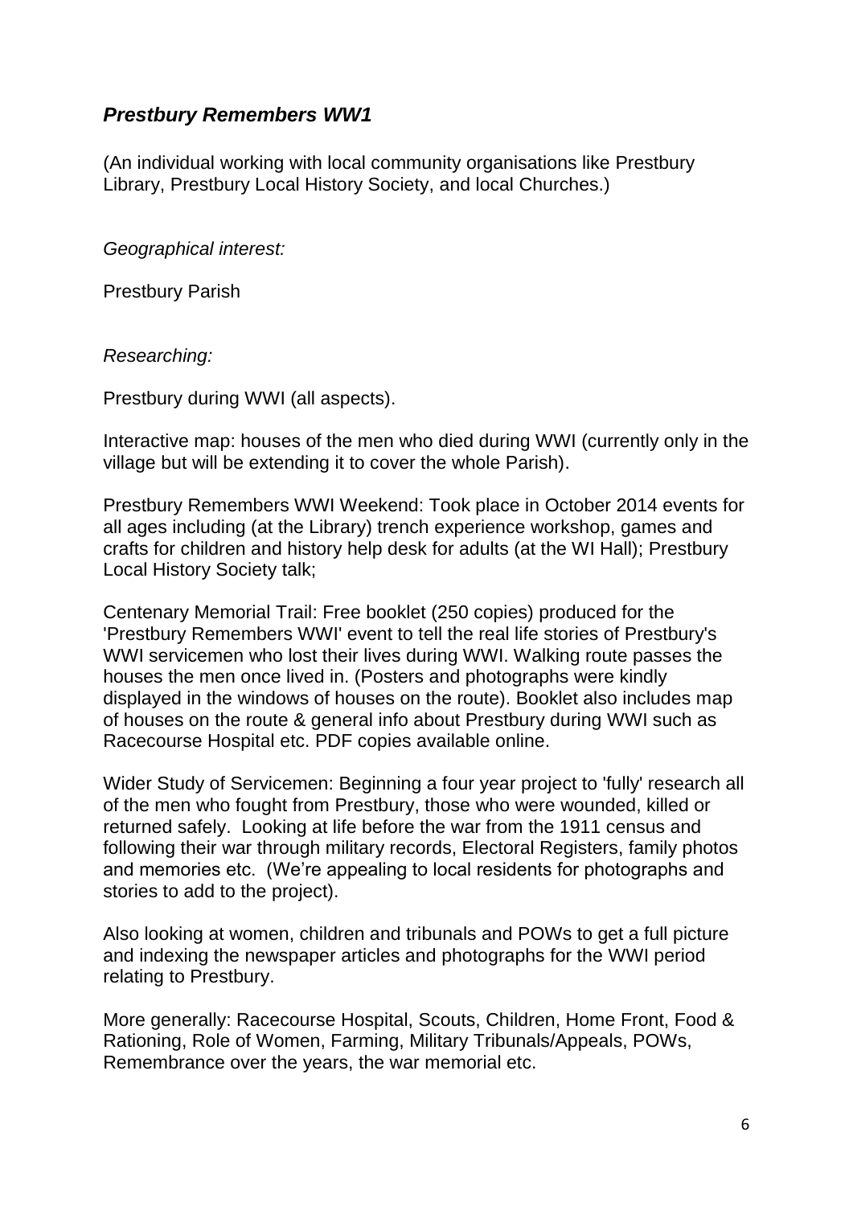## ***Prestbury Remembers WW1***

(An individual working with local community organisations like Prestbury Library, Prestbury Local History Society, and local Churches.)

*Geographical interest:*

Prestbury Parish

*Researching:*

Prestbury during WWI (all aspects).

Interactive map: houses of the men who died during WWI (currently only in the village but will be extending it to cover the whole Parish).

Prestbury Remembers WWI Weekend: Took place in October 2014 events for all ages including (at the Library) trench experience workshop, games and crafts for children and history help desk for adults (at the WI Hall); Prestbury Local History Society talk;

Centenary Memorial Trail: Free booklet (250 copies) produced for the 'Prestbury Remembers WWI' event to tell the real life stories of Prestbury's WWI servicemen who lost their lives during WWI. Walking route passes the houses the men once lived in. (Posters and photographs were kindly displayed in the windows of houses on the route). Booklet also includes map of houses on the route & general info about Prestbury during WWI such as Racecourse Hospital etc. PDF copies available online.

Wider Study of Servicemen: Beginning a four year project to 'fully' research all of the men who fought from Prestbury, those who were wounded, killed or returned safely. Looking at life before the war from the 1911 census and following their war through military records, Electoral Registers, family photos and memories etc. (We're appealing to local residents for photographs and stories to add to the project).

Also looking at women, children and tribunals and POWs to get a full picture and indexing the newspaper articles and photographs for the WWI period relating to Prestbury.

More generally: Racecourse Hospital, Scouts, Children, Home Front, Food & Rationing, Role of Women, Farming, Military Tribunals/Appeals, POWs, Remembrance over the years, the war memorial etc.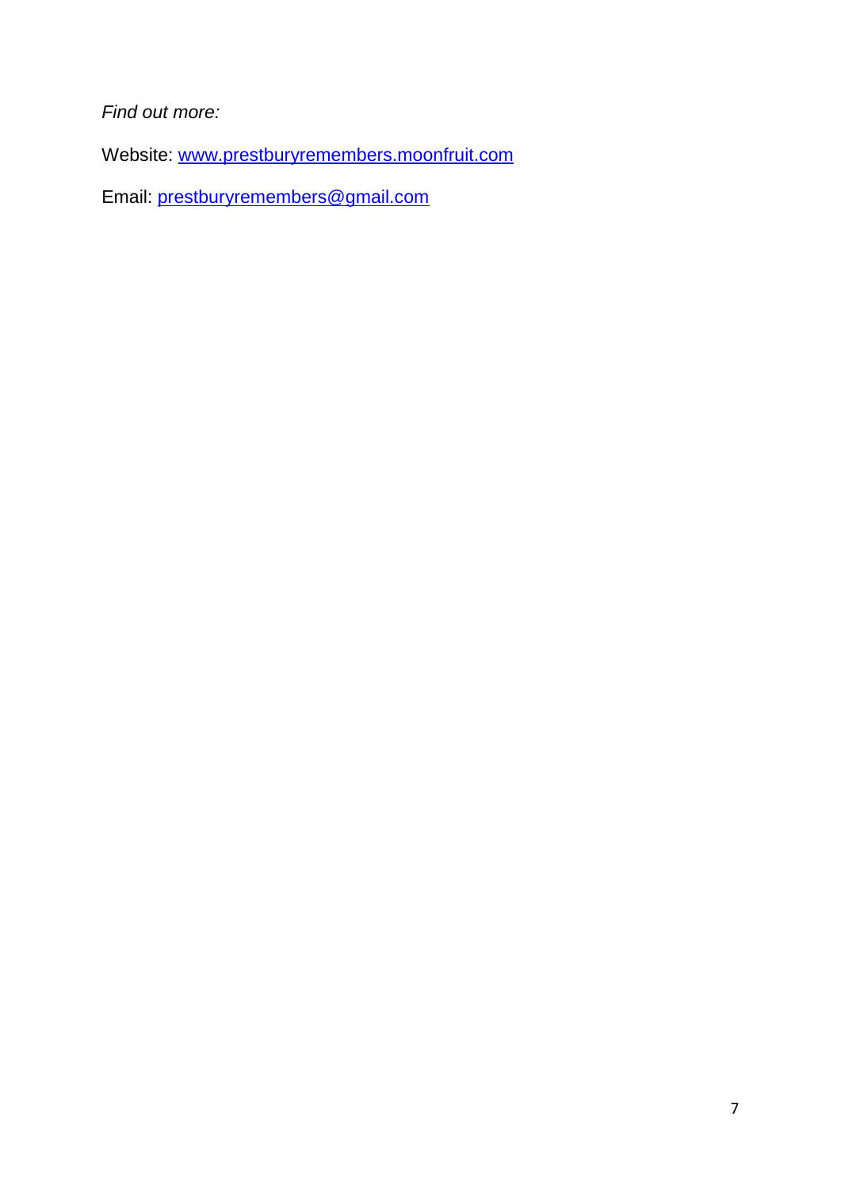*Find out more:*

Website: [www.prestburyremembers.moonfruit.com](http://www.prestburyremembers.moonfruit.com)

Email: [prestburyremembers@gmail.com](mailto:prestburyremembers@gmail.com)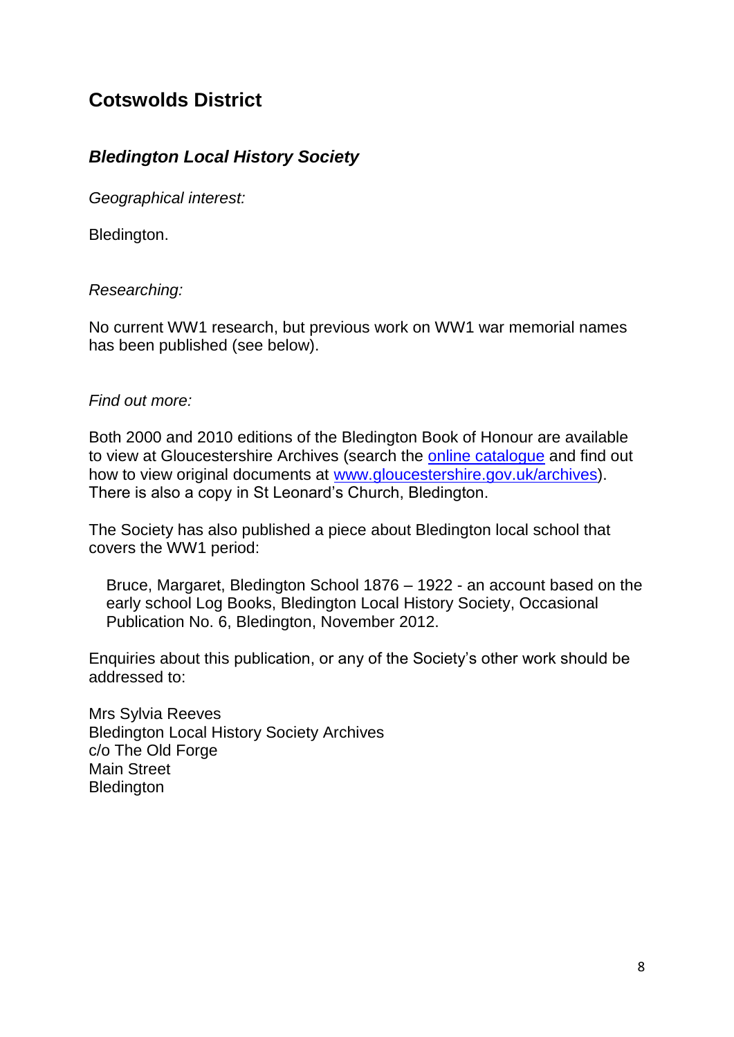## Cotswolds District

### *Bledington Local History Society*

*Geographical interest:*

Bledington.

*Researching:*

No current WW1 research, but previous work on WW1 war memorial names has been published (see below).

*Find out more:*

Both 2000 and 2010 editions of the Bledington Book of Honour are available to view at Gloucestershire Archives (search the online catalogue and find out how to view original documents at www.gloucestershire.gov.uk/archives). There is also a copy in St Leonard's Church, Bledington.

The Society has also published a piece about Bledington local school that covers the WW1 period:

> Bruce, Margaret, Bledington School 1876 – 1922 - an account based on the early school Log Books, Bledington Local History Society, Occasional Publication No. 6, Bledington, November 2012.

Enquiries about this publication, or any of the Society's other work should be addressed to:

Mrs Sylvia Reeves
Bledington Local History Society Archives
c/o The Old Forge
Main Street
Bledington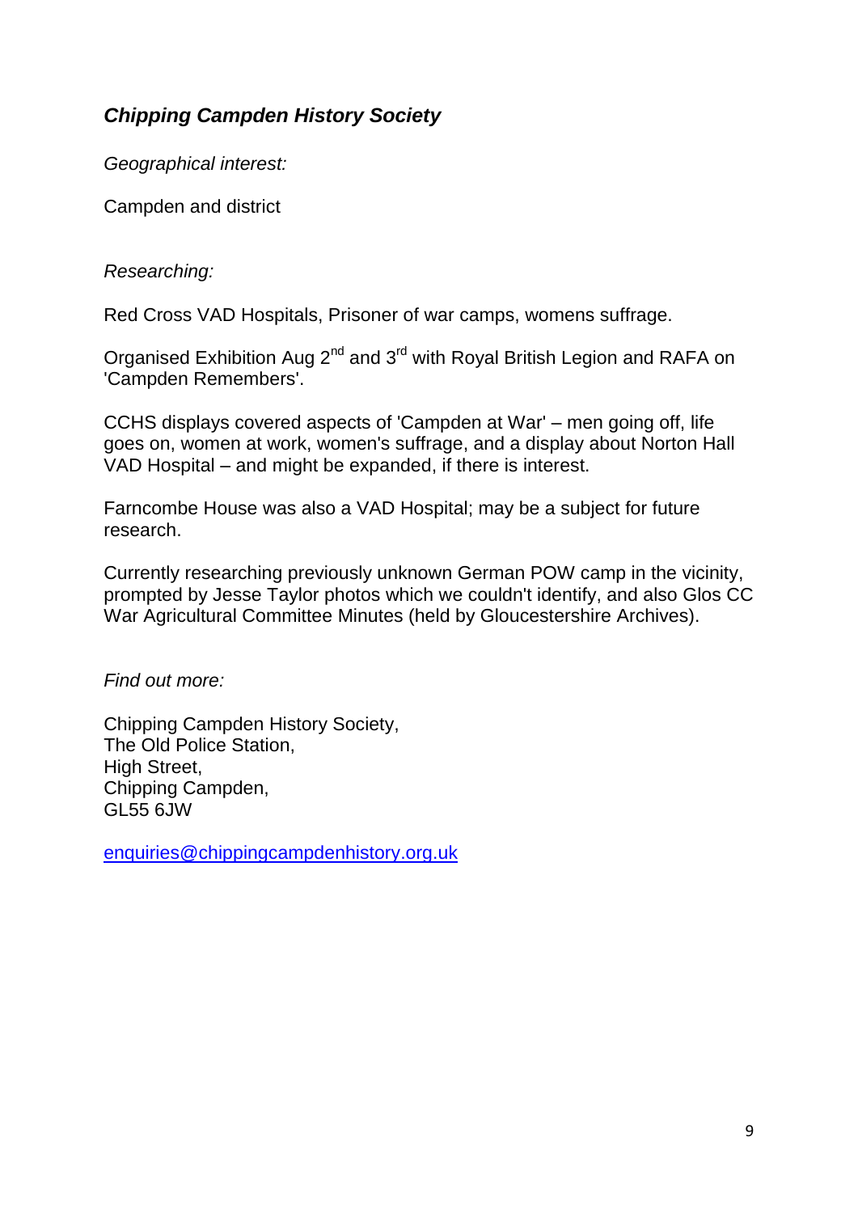## *Chipping Campden History Society*

*Geographical interest:*

Campden and district

*Researching:*

Red Cross VAD Hospitals, Prisoner of war camps, womens suffrage.

Organised Exhibition Aug 2nd and 3rd with Royal British Legion and RAFA on 'Campden Remembers'.

CCHS displays covered aspects of 'Campden at War' – men going off, life goes on, women at work, women's suffrage, and a display about Norton Hall VAD Hospital – and might be expanded, if there is interest.

Farncombe House was also a VAD Hospital; may be a subject for future research.

Currently researching previously unknown German POW camp in the vicinity, prompted by Jesse Taylor photos which we couldn't identify, and also Glos CC War Agricultural Committee Minutes (held by Gloucestershire Archives).

*Find out more:*

Chipping Campden History Society,  
The Old Police Station,  
High Street,  
Chipping Campden,  
GL55 6JW

enquiries@chippingcampdenhistory.org.uk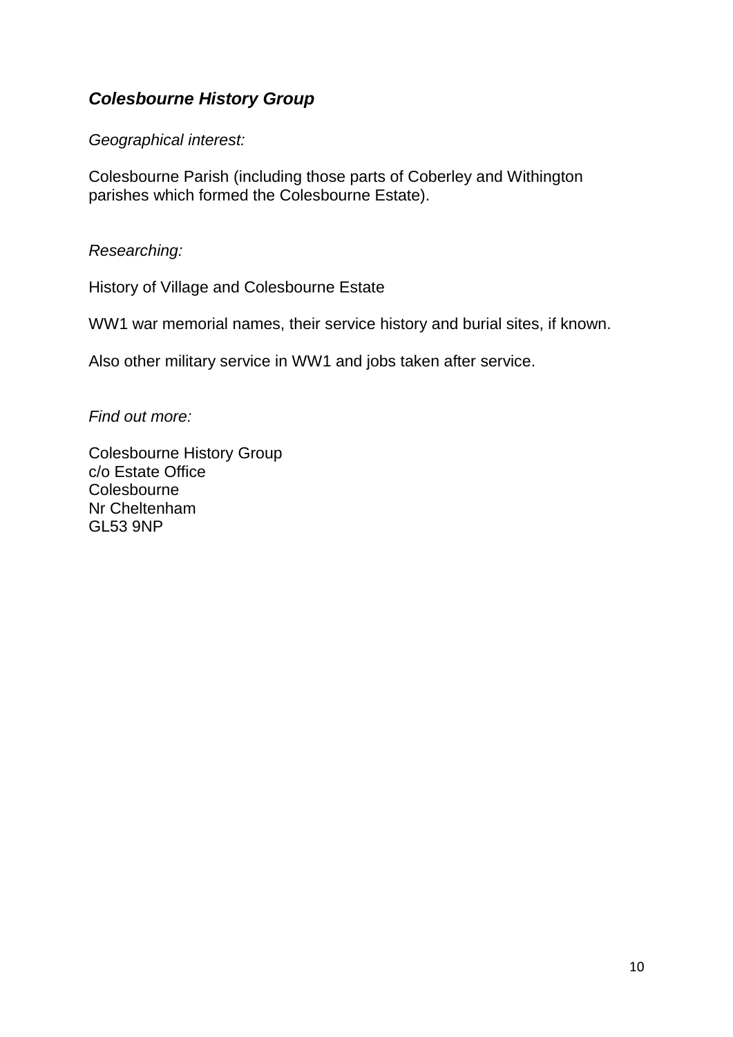## ***Colesbourne History Group***

*Geographical interest:*

Colesbourne Parish (including those parts of Coberley and Withington parishes which formed the Colesbourne Estate).

*Researching:*

History of Village and Colesbourne Estate

WW1 war memorial names, their service history and burial sites, if known.

Also other military service in WW1 and jobs taken after service.

*Find out more:*

Colesbourne History Group  
c/o Estate Office  
Colesbourne  
Nr Cheltenham  
GL53 9NP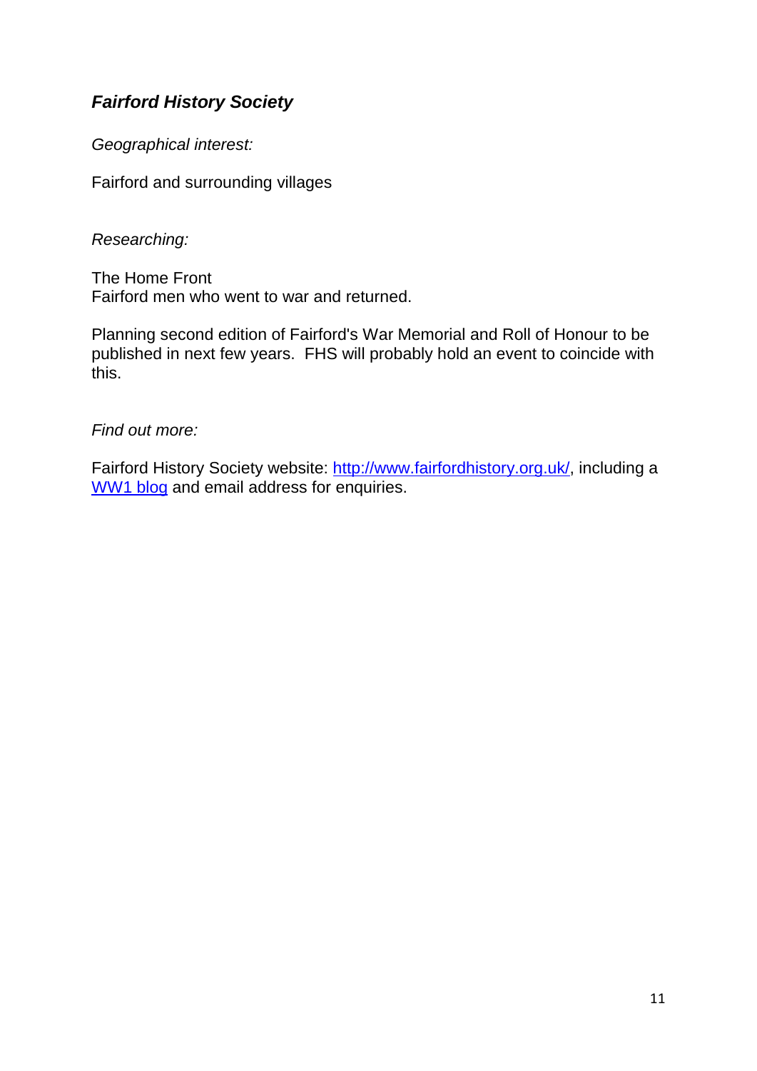## ***Fairford History Society***

*Geographical interest:*

Fairford and surrounding villages

*Researching:*

The Home Front
Fairford men who went to war and returned.

Planning second edition of Fairford's War Memorial and Roll of Honour to be published in next few years. FHS will probably hold an event to coincide with this.

*Find out more:*

Fairford History Society website: [http://www.fairfordhistory.org.uk/](http://www.fairfordhistory.org.uk/), including a WW1 blog and email address for enquiries.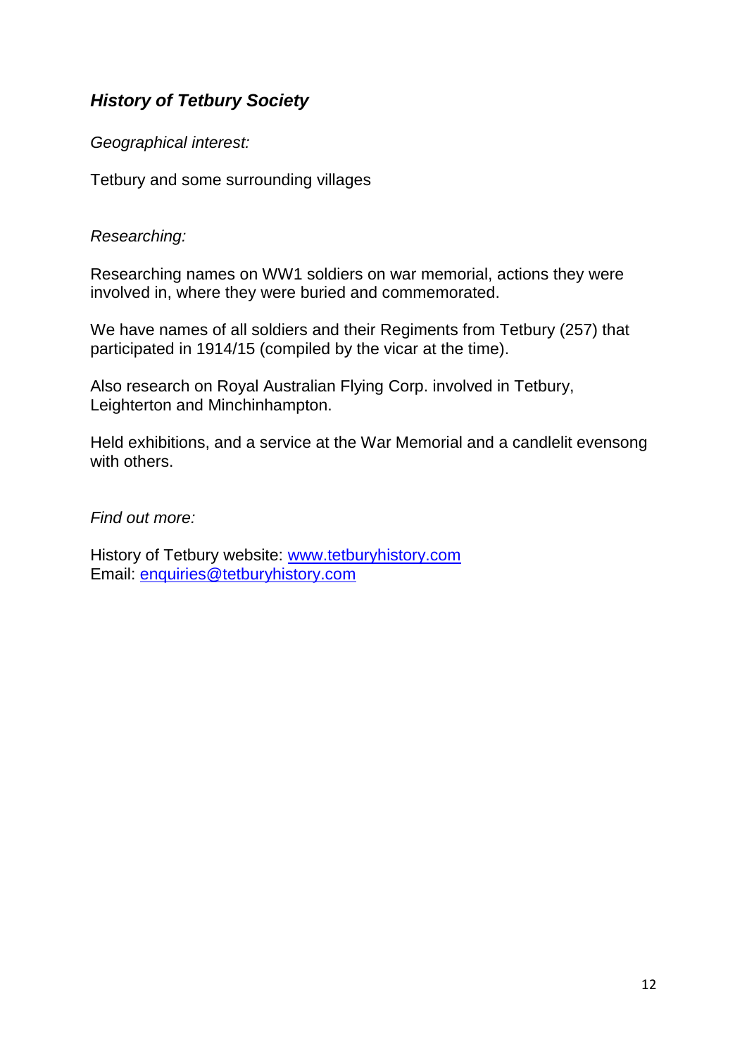## ***History of Tetbury Society***

*Geographical interest:*

Tetbury and some surrounding villages

*Researching:*

Researching names on WW1 soldiers on war memorial, actions they were involved in, where they were buried and commemorated.

We have names of all soldiers and their Regiments from Tetbury (257) that participated in 1914/15 (compiled by the vicar at the time).

Also research on Royal Australian Flying Corp. involved in Tetbury, Leighterton and Minchinhampton.

Held exhibitions, and a service at the War Memorial and a candlelit evensong with others.

*Find out more:*

History of Tetbury website: [www.tetburyhistory.com](http://www.tetburyhistory.com)
Email: [enquiries@tetburyhistory.com](mailto:enquiries@tetburyhistory.com)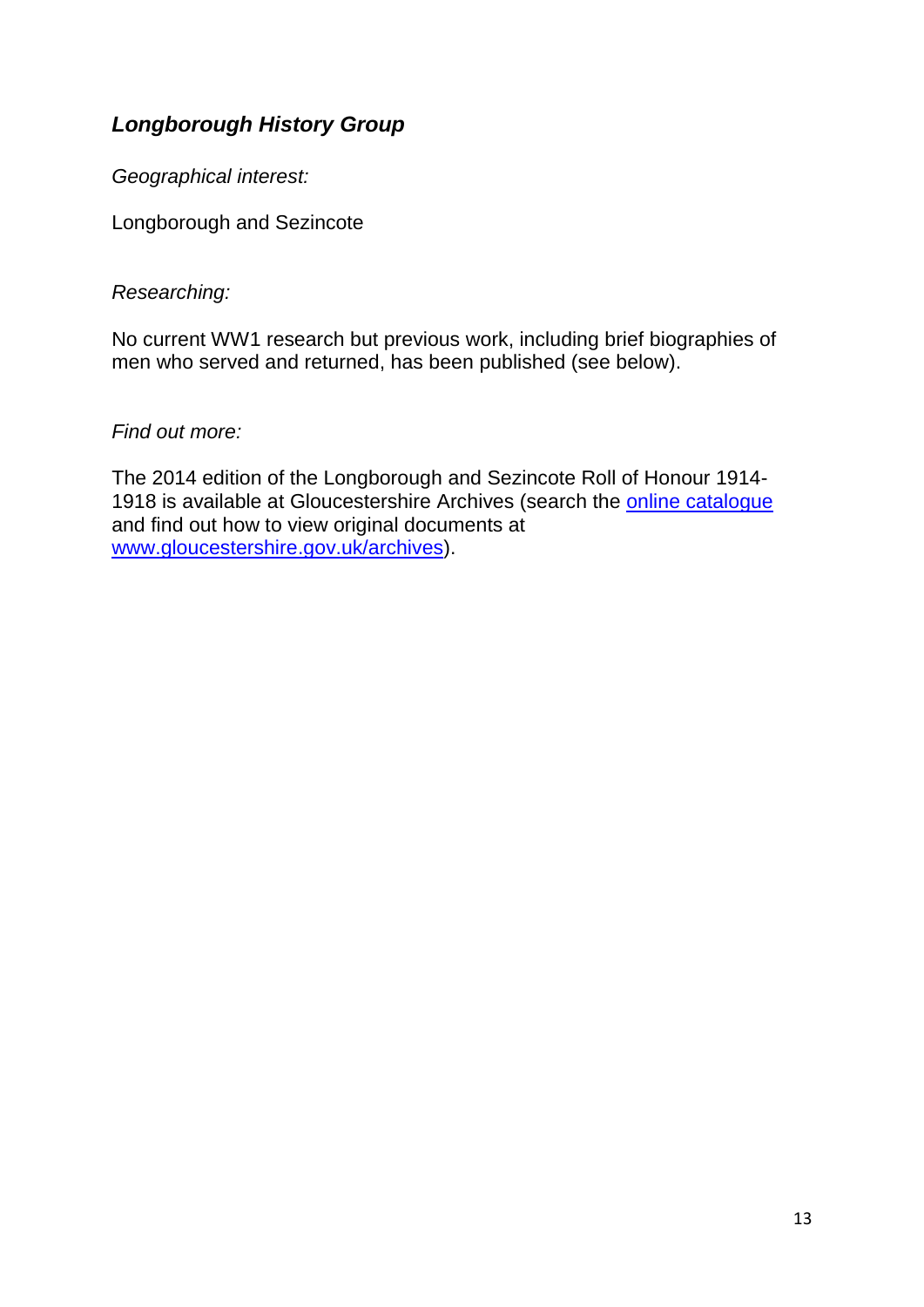## *Longborough History Group*

*Geographical interest:*

Longborough and Sezincote

*Researching:*

No current WW1 research but previous work, including brief biographies of men who served and returned, has been published (see below).

*Find out more:*

The 2014 edition of the Longborough and Sezincote Roll of Honour 1914-1918 is available at Gloucestershire Archives (search the online catalogue and find out how to view original documents at www.gloucestershire.gov.uk/archives).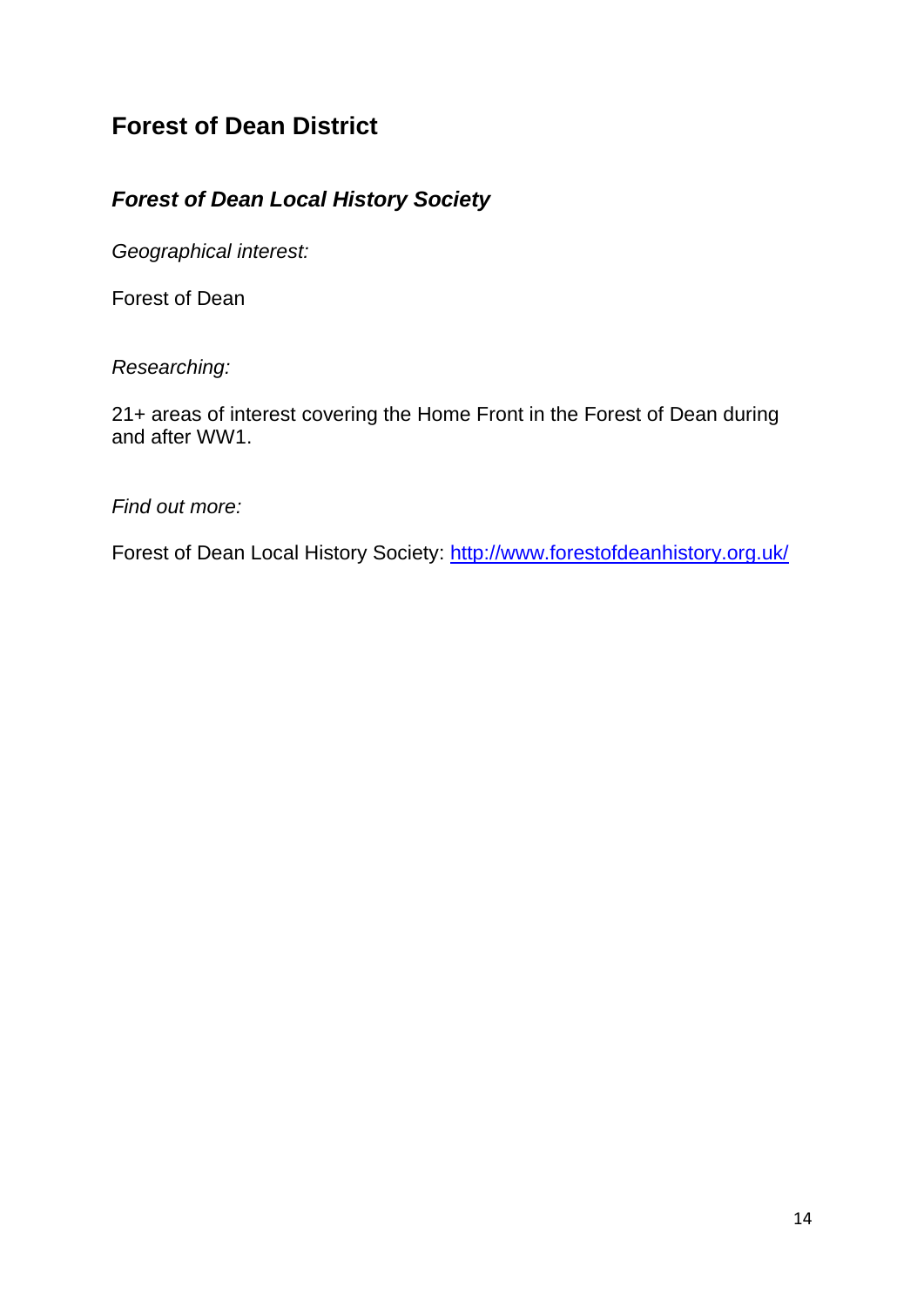## Forest of Dean District

### *Forest of Dean Local History Society*

*Geographical interest:*

Forest of Dean

*Researching:*

21+ areas of interest covering the Home Front in the Forest of Dean during and after WW1.

*Find out more:*

Forest of Dean Local History Society: [http://www.forestofdeanhistory.org.uk/](http://www.forestofdeanhistory.org.uk/)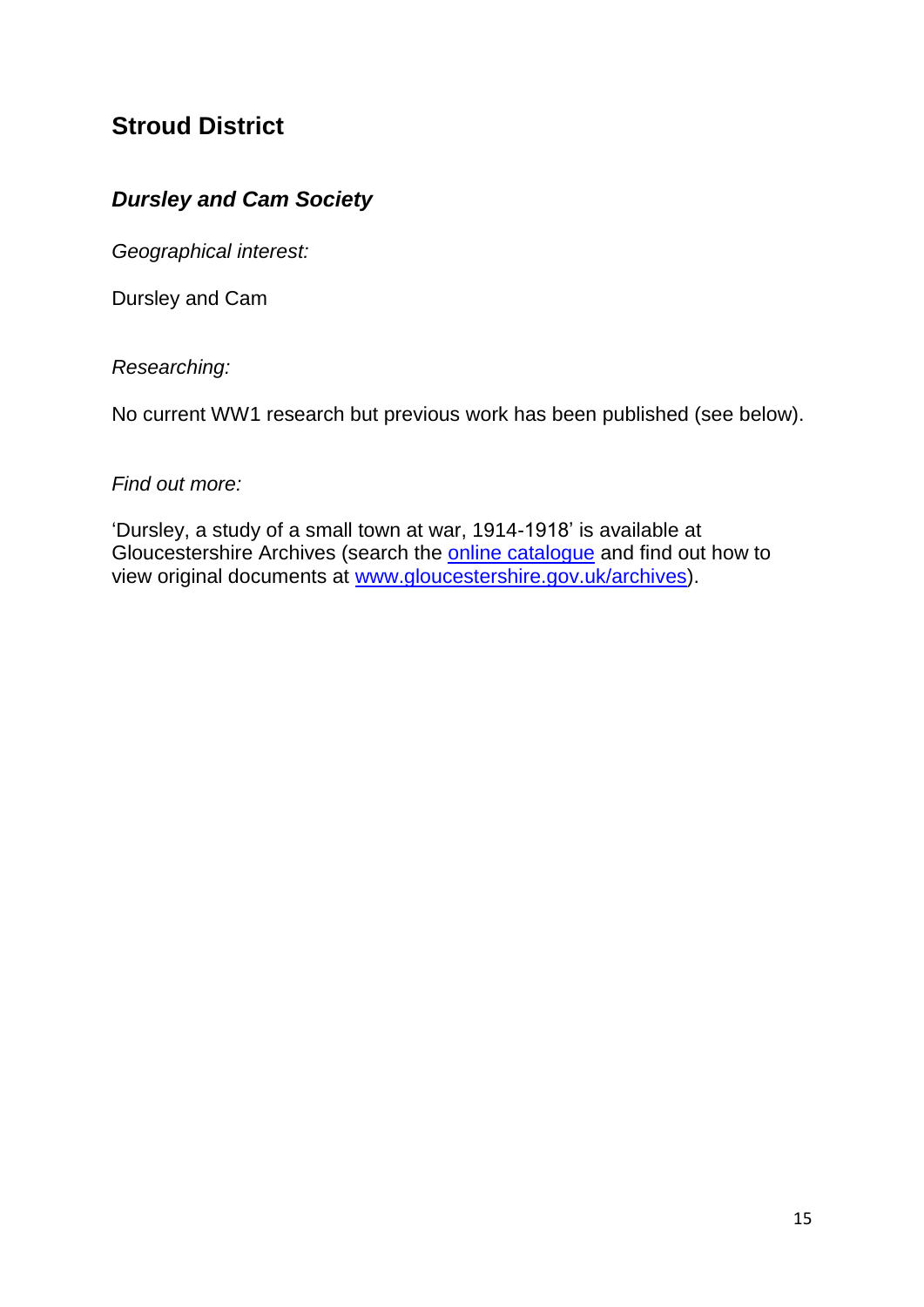## Stroud District

### *Dursley and Cam Society*

*Geographical interest:*

Dursley and Cam

*Researching:*

No current WW1 research but previous work has been published (see below).

*Find out more:*

'Dursley, a study of a small town at war, 1914-1918' is available at Gloucestershire Archives (search the online catalogue and find out how to view original documents at www.gloucestershire.gov.uk/archives).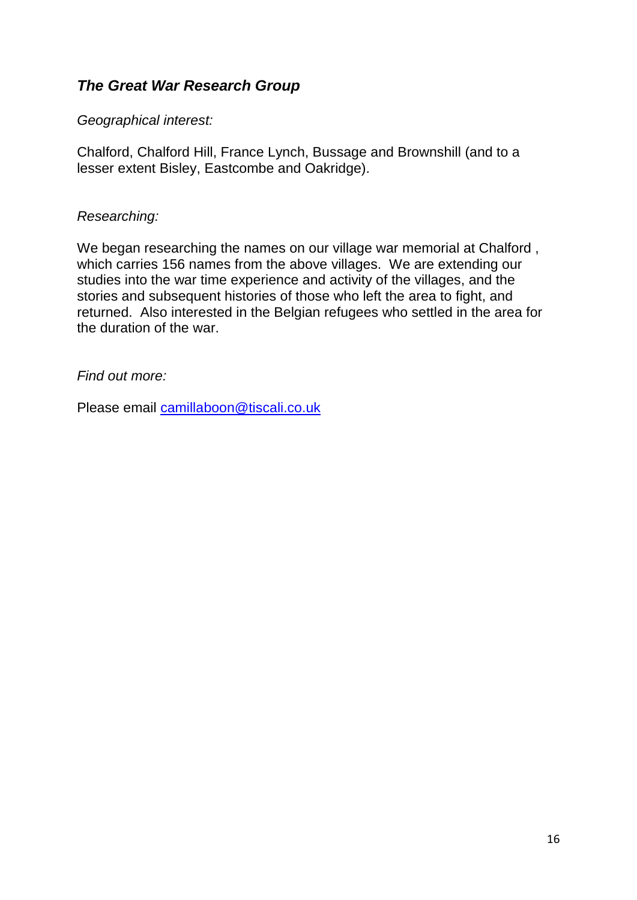## ***The Great War Research Group***

*Geographical interest:*

Chalford, Chalford Hill, France Lynch, Bussage and Brownshill (and to a lesser extent Bisley, Eastcombe and Oakridge).

*Researching:*

We began researching the names on our village war memorial at Chalford , which carries 156 names from the above villages. We are extending our studies into the war time experience and activity of the villages, and the stories and subsequent histories of those who left the area to fight, and returned. Also interested in the Belgian refugees who settled in the area for the duration of the war.

*Find out more:*

Please email camillaboon@tiscali.co.uk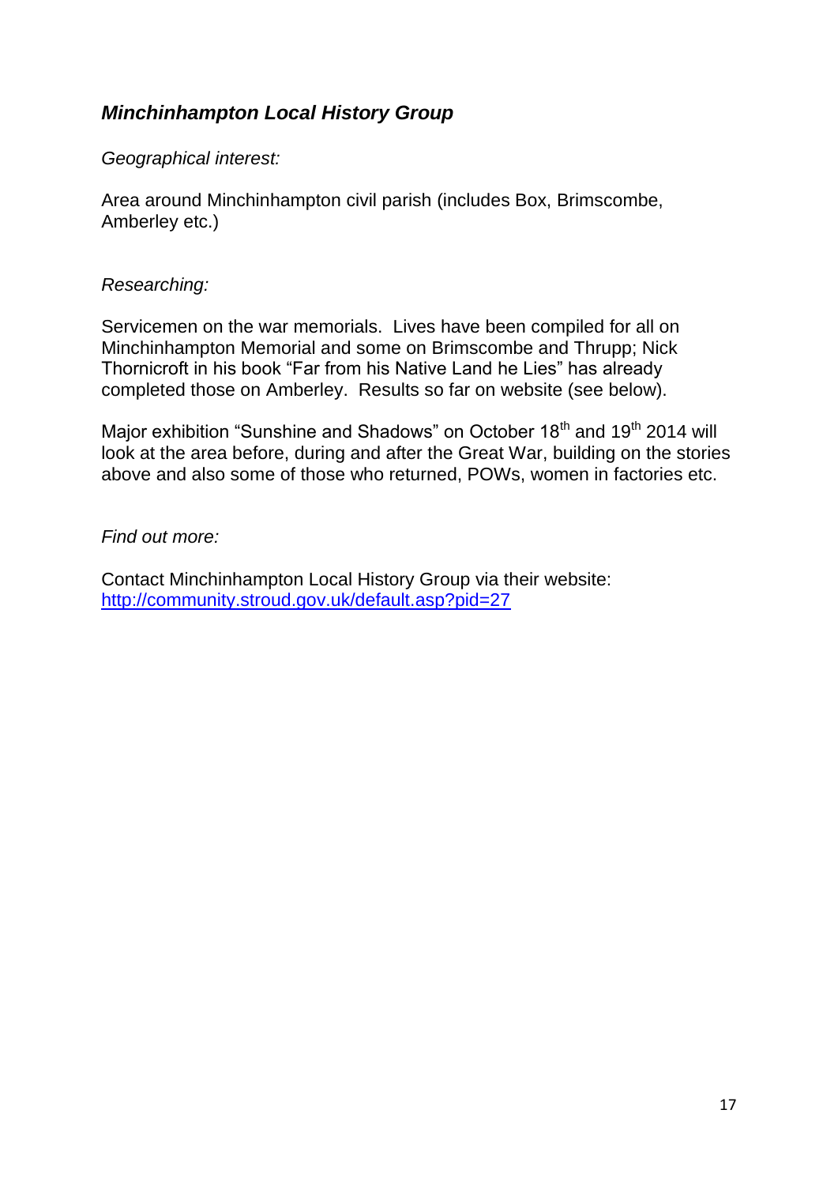## *Minchinhampton Local History Group*

*Geographical interest:*

Area around Minchinhampton civil parish (includes Box, Brimscombe, Amberley etc.)

*Researching:*

Servicemen on the war memorials. Lives have been compiled for all on Minchinhampton Memorial and some on Brimscombe and Thrupp; Nick Thornicroft in his book "Far from his Native Land he Lies" has already completed those on Amberley. Results so far on website (see below).

Major exhibition "Sunshine and Shadows" on October 18th and 19th 2014 will look at the area before, during and after the Great War, building on the stories above and also some of those who returned, POWs, women in factories etc.

*Find out more:*

Contact Minchinhampton Local History Group via their website: [http://community.stroud.gov.uk/default.asp?pid=27](http://community.stroud.gov.uk/default.asp?pid=27)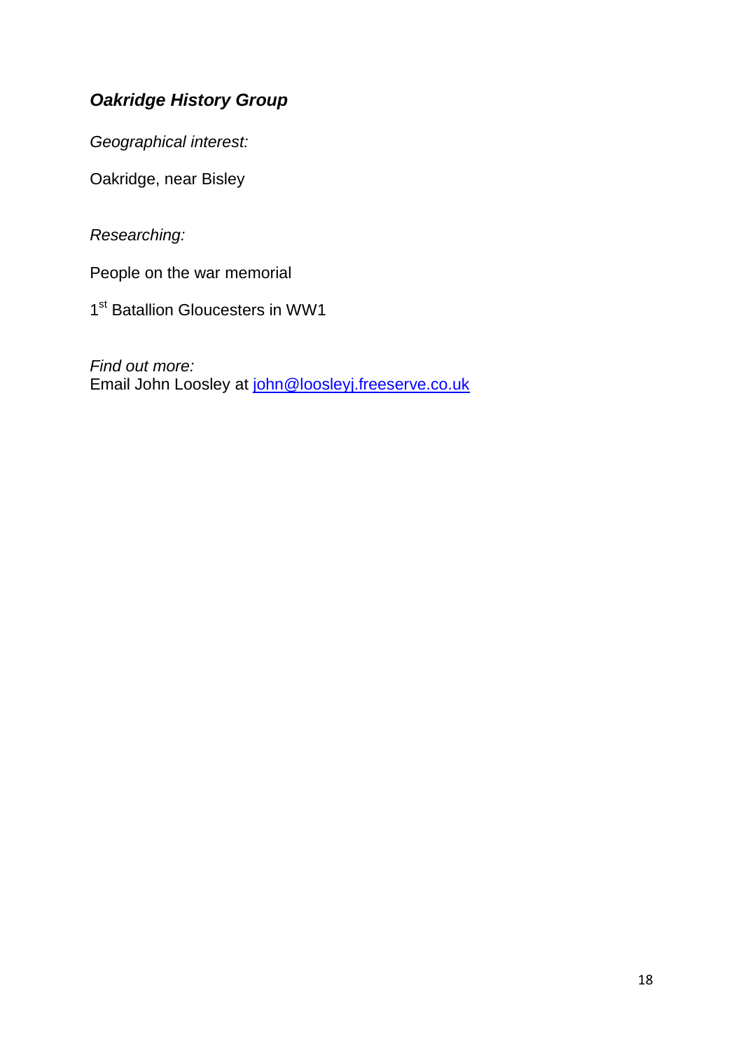## ***Oakridge History Group***

*Geographical interest:*

Oakridge, near Bisley

*Researching:*

People on the war memorial

1st Batallion Gloucesters in WW1

*Find out more:*
Email John Loosley at john@loosleyj.freeserve.co.uk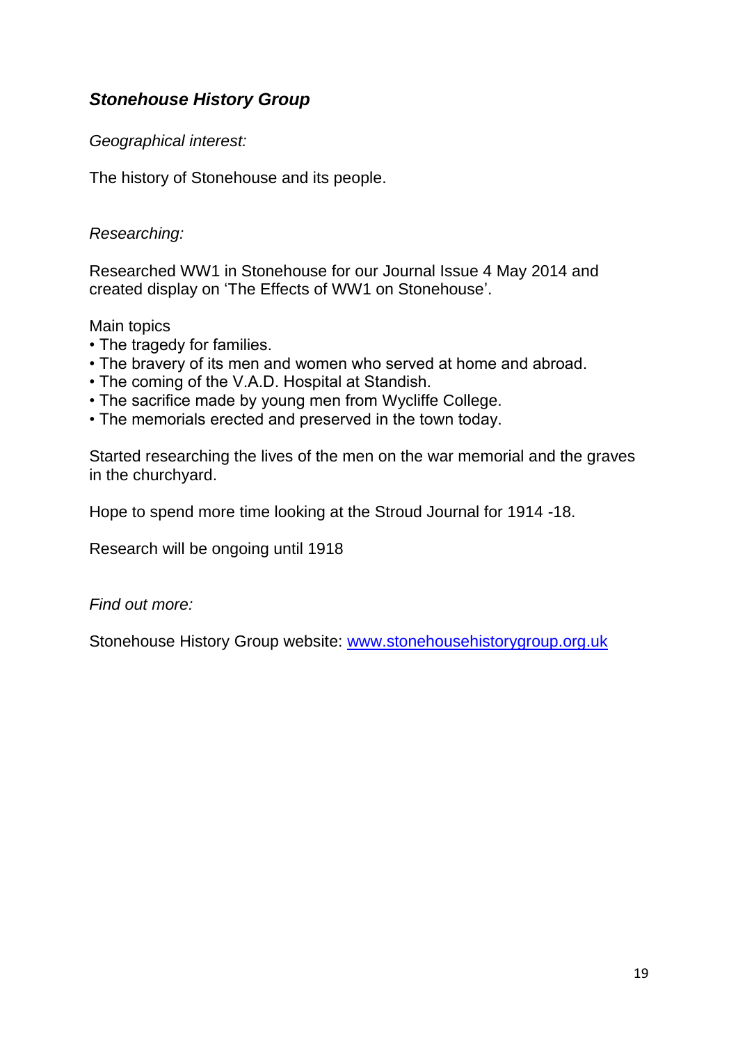## ***Stonehouse History Group***

*Geographical interest:*

The history of Stonehouse and its people.

*Researching:*

Researched WW1 in Stonehouse for our Journal Issue 4 May 2014 and created display on 'The Effects of WW1 on Stonehouse'.

Main topics

- The tragedy for families.
- The bravery of its men and women who served at home and abroad.
- The coming of the V.A.D. Hospital at Standish.
- The sacrifice made by young men from Wycliffe College.
- The memorials erected and preserved in the town today.

Started researching the lives of the men on the war memorial and the graves in the churchyard.

Hope to spend more time looking at the Stroud Journal for 1914 -18.

Research will be ongoing until 1918

*Find out more:*

Stonehouse History Group website: [www.stonehousehistorygroup.org.uk](http://www.stonehousehistorygroup.org.uk)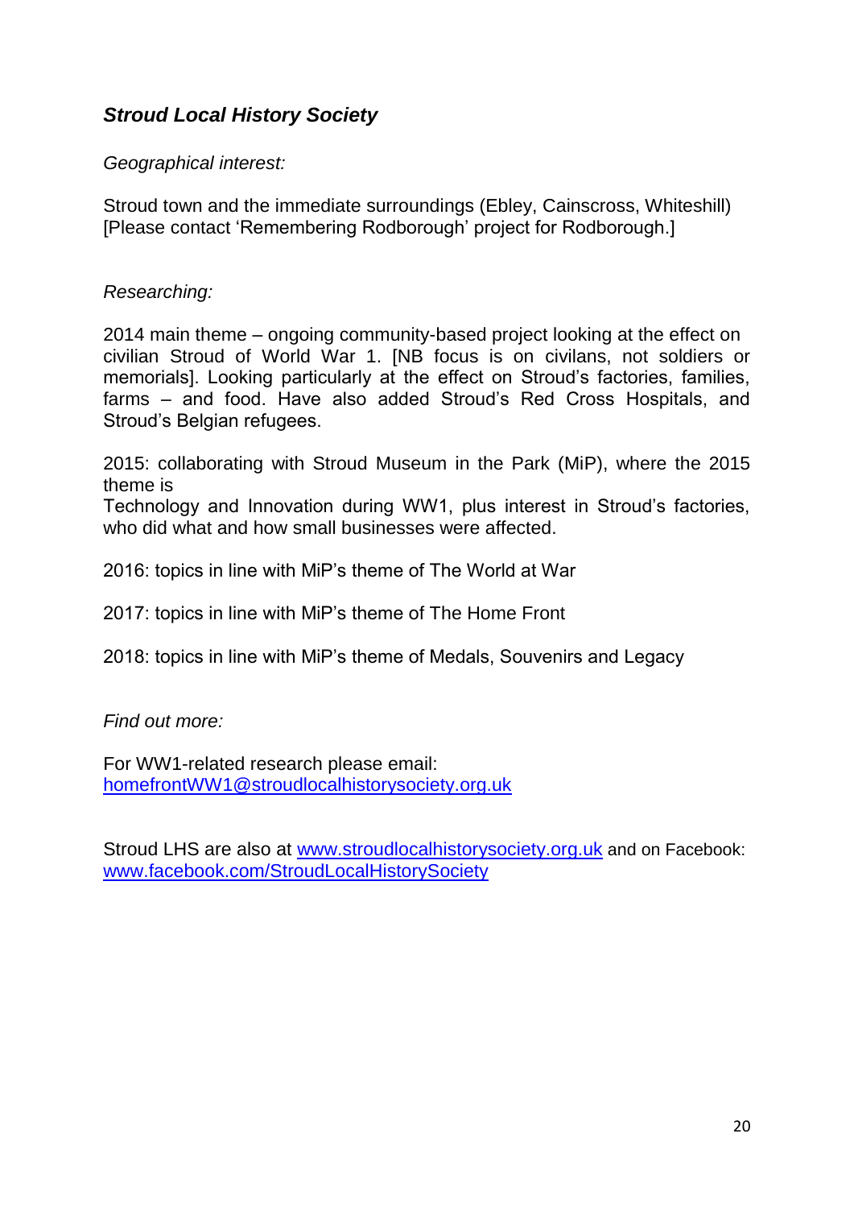## ***Stroud Local History Society***

*Geographical interest:*

Stroud town and the immediate surroundings (Ebley, Cainscross, Whiteshill) [Please contact 'Remembering Rodborough' project for Rodborough.]

*Researching:*

2014 main theme – ongoing community-based project looking at the effect on civilian Stroud of World War 1. [NB focus is on civilans, not soldiers or memorials]. Looking particularly at the effect on Stroud's factories, families, farms – and food. Have also added Stroud's Red Cross Hospitals, and Stroud's Belgian refugees.

2015: collaborating with Stroud Museum in the Park (MiP), where the 2015 theme is
Technology and Innovation during WW1, plus interest in Stroud's factories, who did what and how small businesses were affected.

2016: topics in line with MiP's theme of The World at War

2017: topics in line with MiP's theme of The Home Front

2018: topics in line with MiP's theme of Medals, Souvenirs and Legacy

*Find out more:*

For WW1-related research please email:
[homefrontWW1@stroudlocalhistorysociety.org.uk](mailto:homefrontWW1@stroudlocalhistorysociety.org.uk)

Stroud LHS are also at [www.stroudlocalhistorysociety.org.uk](http://www.stroudlocalhistorysociety.org.uk) and on Facebook: [www.facebook.com/StroudLocalHistorySociety](http://www.facebook.com/StroudLocalHistorySociety)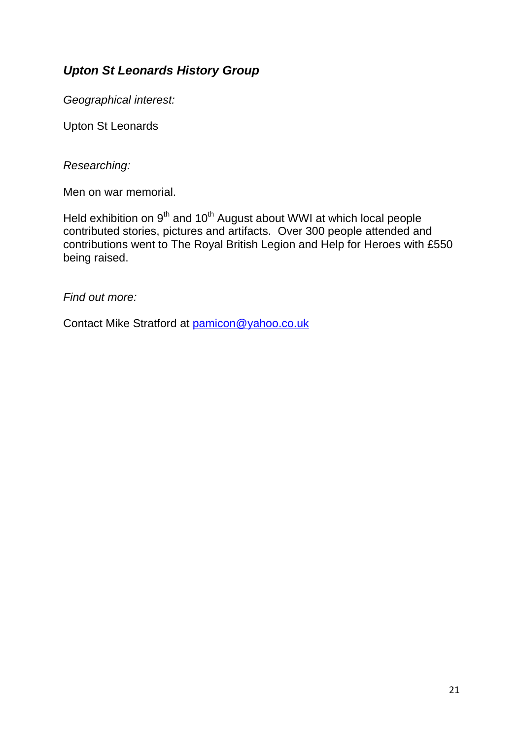## *Upton St Leonards History Group*

*Geographical interest:*

Upton St Leonards

*Researching:*

Men on war memorial.

Held exhibition on 9th and 10th August about WWI at which local people contributed stories, pictures and artifacts. Over 300 people attended and contributions went to The Royal British Legion and Help for Heroes with £550 being raised.

*Find out more:*

Contact Mike Stratford at pamicon@yahoo.co.uk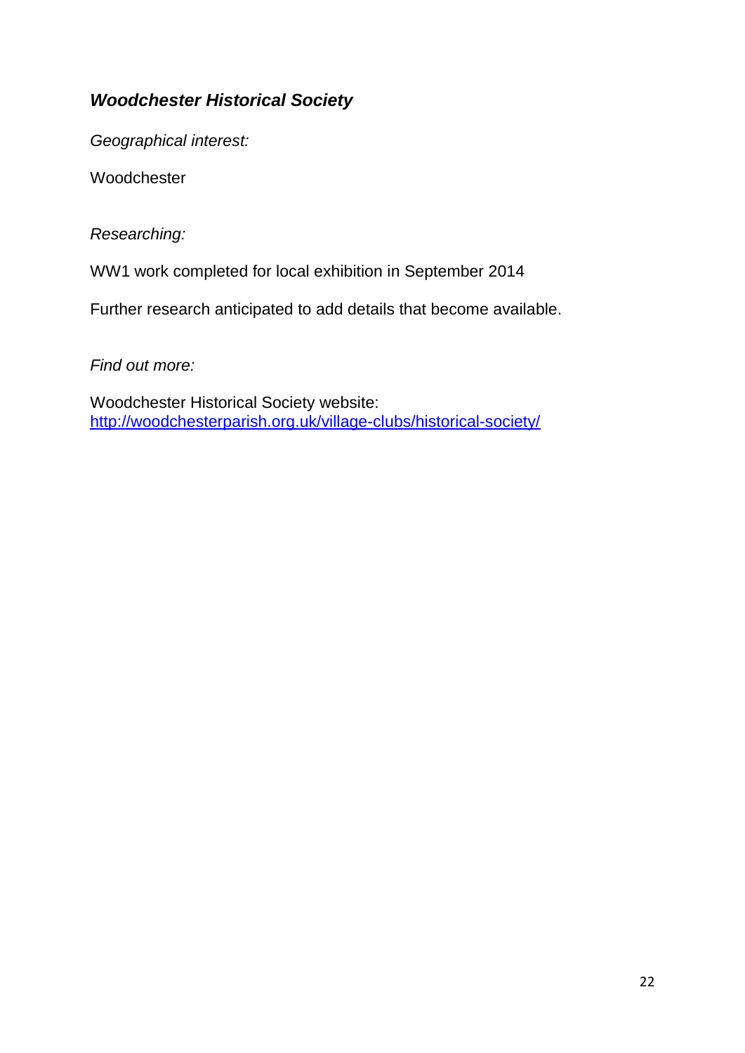### ***Woodchester Historical Society***

*Geographical interest:*

Woodchester

*Researching:*

WW1 work completed for local exhibition in September 2014

Further research anticipated to add details that become available.

*Find out more:*

Woodchester Historical Society website:
[http://woodchesterparish.org.uk/village-clubs/historical-society/](http://woodchesterparish.org.uk/village-clubs/historical-society/)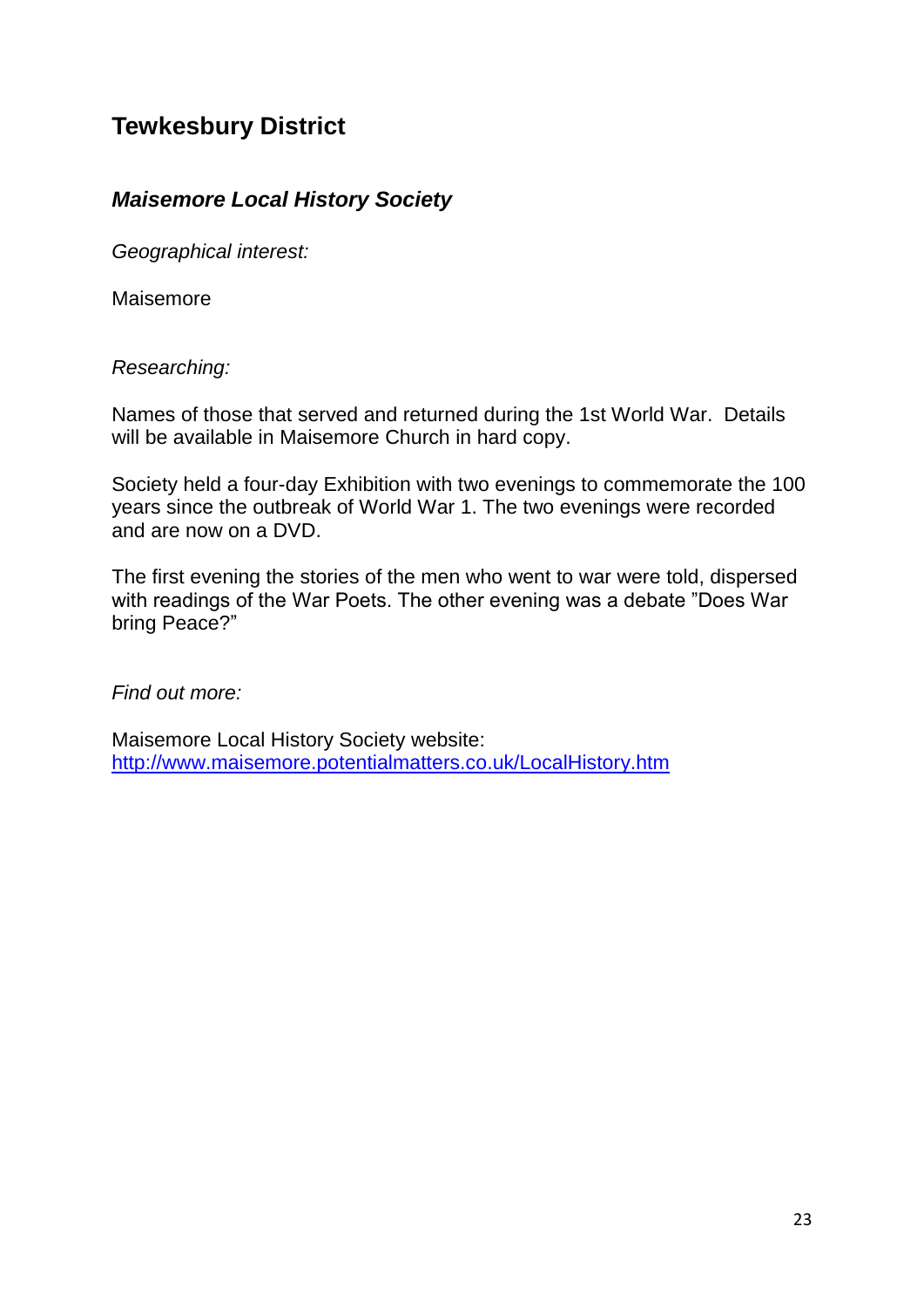## Tewkesbury District

### *Maisemore Local History Society*

*Geographical interest:*

Maisemore

*Researching:*

Names of those that served and returned during the 1st World War. Details will be available in Maisemore Church in hard copy.

Society held a four-day Exhibition with two evenings to commemorate the 100 years since the outbreak of World War 1. The two evenings were recorded and are now on a DVD.

The first evening the stories of the men who went to war were told, dispersed with readings of the War Poets. The other evening was a debate "Does War bring Peace?"

*Find out more:*

Maisemore Local History Society website:
[http://www.maisemore.potentialmatters.co.uk/LocalHistory.htm](http://www.maisemore.potentialmatters.co.uk/LocalHistory.htm)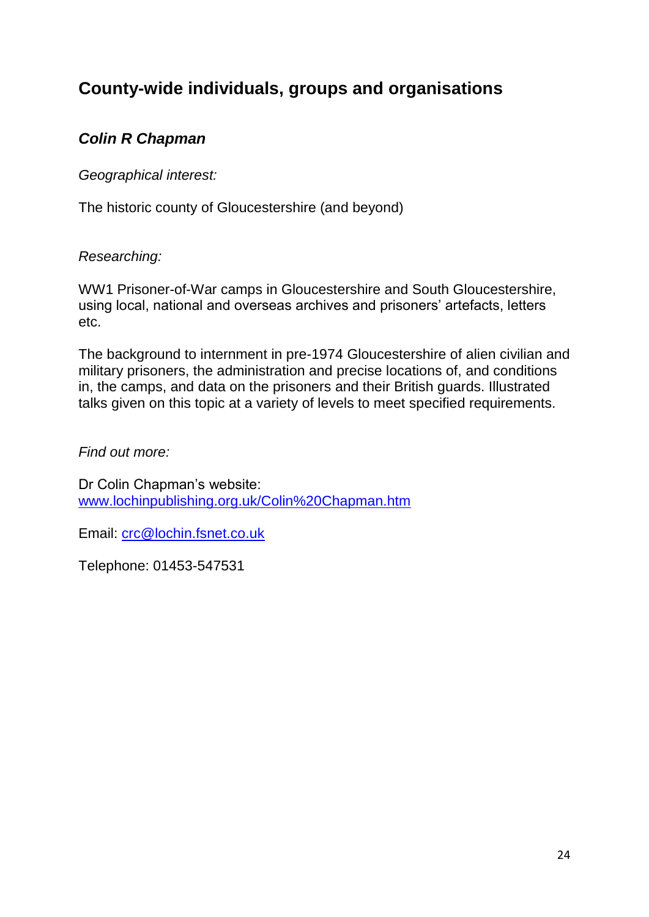## County-wide individuals, groups and organisations

### *Colin R Chapman*

*Geographical interest:*

The historic county of Gloucestershire (and beyond)

*Researching:*

WW1 Prisoner-of-War camps in Gloucestershire and South Gloucestershire, using local, national and overseas archives and prisoners' artefacts, letters etc.

The background to internment in pre-1974 Gloucestershire of alien civilian and military prisoners, the administration and precise locations of, and conditions in, the camps, and data on the prisoners and their British guards. Illustrated talks given on this topic at a variety of levels to meet specified requirements.

*Find out more:*

Dr Colin Chapman's website:
[www.lochinpublishing.org.uk/Colin%20Chapman.htm](http://www.lochinpublishing.org.uk/Colin%20Chapman.htm)

Email: [crc@lochin.fsnet.co.uk](mailto:crc@lochin.fsnet.co.uk)

Telephone: 01453-547531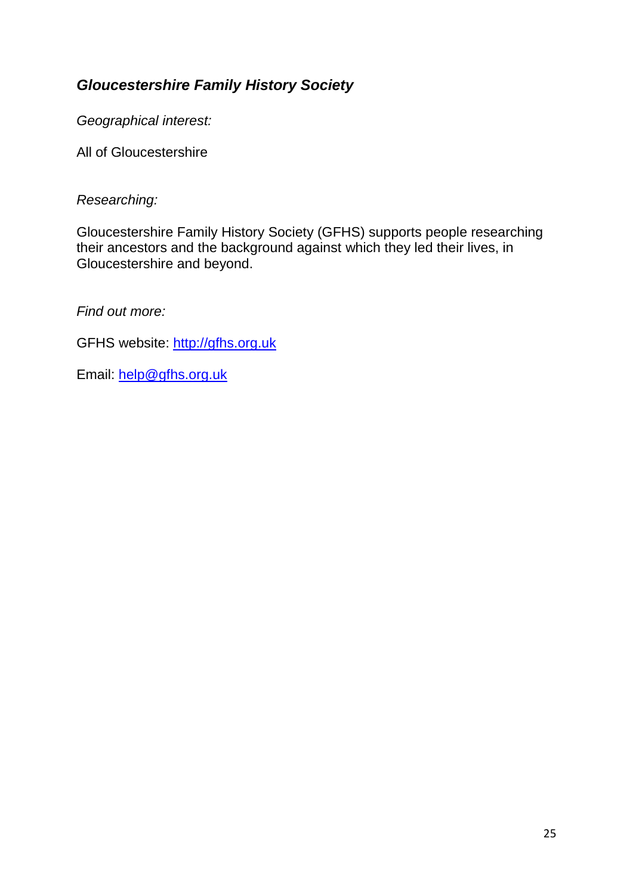## ***Gloucestershire Family History Society***

*Geographical interest:*

All of Gloucestershire

*Researching:*

Gloucestershire Family History Society (GFHS) supports people researching their ancestors and the background against which they led their lives, in Gloucestershire and beyond.

*Find out more:*

GFHS website: [http://gfhs.org.uk](http://gfhs.org.uk)

Email: [help@gfhs.org.uk](mailto:help@gfhs.org.uk)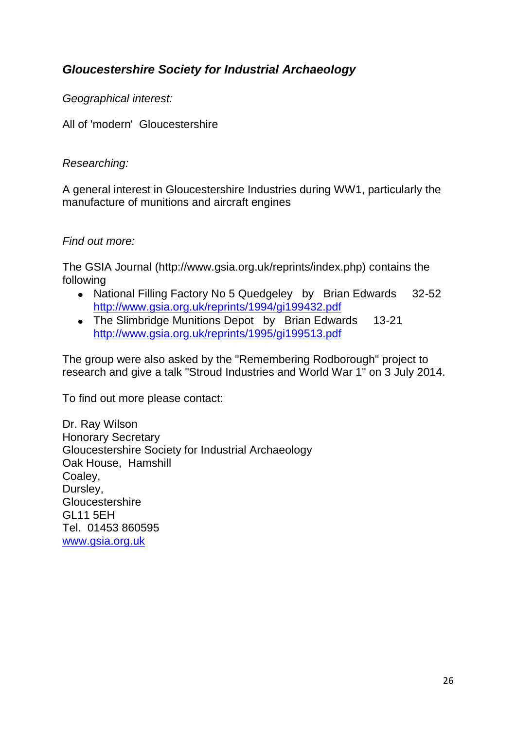## *Gloucestershire Society for Industrial Archaeology*

*Geographical interest:*

All of 'modern' Gloucestershire

*Researching:*

A general interest in Gloucestershire Industries during WW1, particularly the manufacture of munitions and aircraft engines

*Find out more:*

The GSIA Journal (http://www.gsia.org.uk/reprints/index.php) contains the following

- National Filling Factory No 5 Quedgeley by Brian Edwards 32-52 http://www.gsia.org.uk/reprints/1994/gi199432.pdf
- The Slimbridge Munitions Depot by Brian Edwards 13-21 http://www.gsia.org.uk/reprints/1995/gi199513.pdf

The group were also asked by the "Remembering Rodborough" project to research and give a talk "Stroud Industries and World War 1" on 3 July 2014.

To find out more please contact:

Dr. Ray Wilson
Honorary Secretary
Gloucestershire Society for Industrial Archaeology
Oak House, Hamshill
Coaley,
Dursley,
Gloucestershire
GL11 5EH
Tel. 01453 860595
www.gsia.org.uk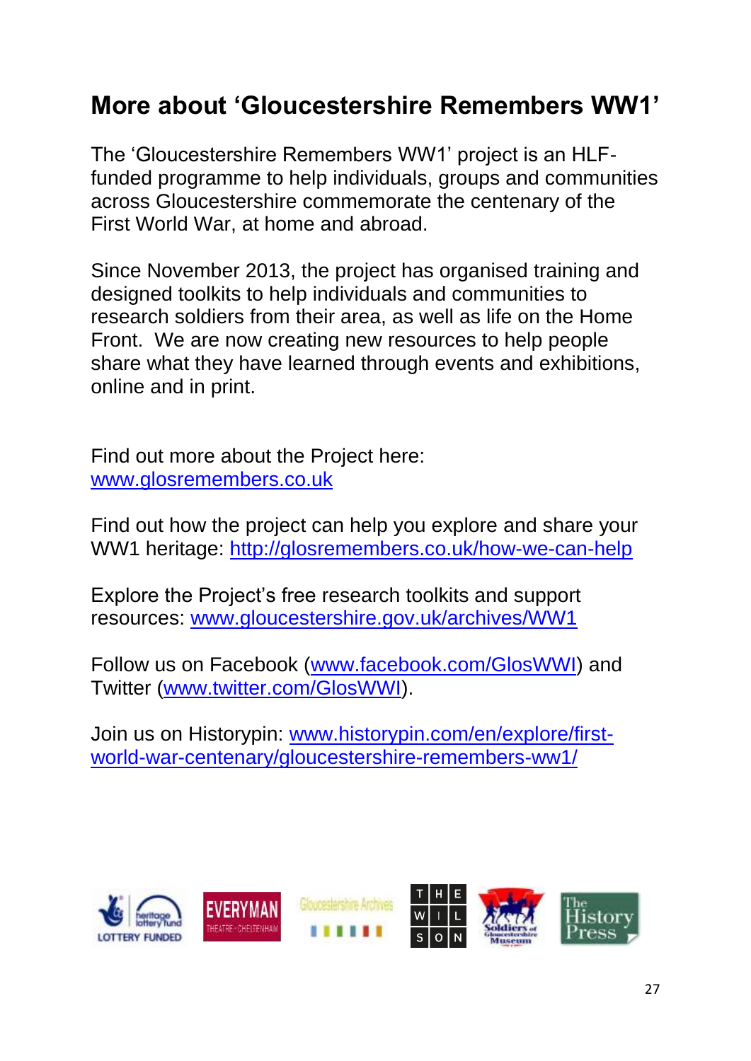## More about 'Gloucestershire Remembers WW1'

The 'Gloucestershire Remembers WW1' project is an HLF-funded programme to help individuals, groups and communities across Gloucestershire commemorate the centenary of the First World War, at home and abroad.

Since November 2013, the project has organised training and designed toolkits to help individuals and communities to research soldiers from their area, as well as life on the Home Front. We are now creating new resources to help people share what they have learned through events and exhibitions, online and in print.

Find out more about the Project here: www.glosremembers.co.uk

Find out how the project can help you explore and share your WW1 heritage: http://glosremembers.co.uk/how-we-can-help

Explore the Project's free research toolkits and support resources: www.gloucestershire.gov.uk/archives/WW1

Follow us on Facebook (www.facebook.com/GlosWWI) and Twitter (www.twitter.com/GlosWWI).

Join us on Historypin: www.historypin.com/en/explore/first-world-war-centenary/gloucestershire-remembers-ww1/

heritage lottery fund LOTTERY FUNDED

EVERYMAN THEATRE · CHELTENHAM

Gloucestershire Archives

THE WILSON

Soldiers of Gloucestershire Museum

The History Press